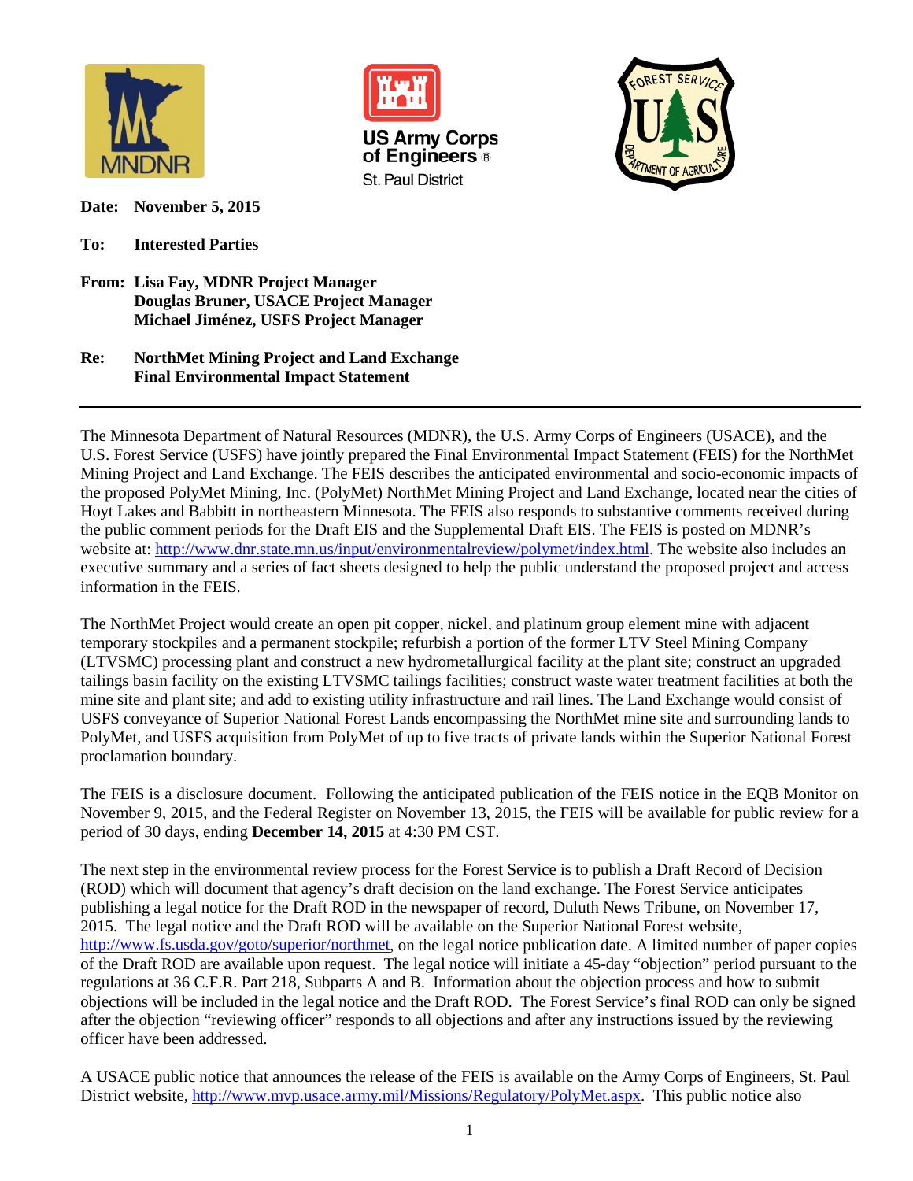**Date:** **November 5, 2015**

**To:** **Interested Parties**

**From:** **Lisa Fay, MDNR Project Manager**
**Douglas Bruner, USACE Project Manager**
**Michael Jiménez, USFS Project Manager**

**Re:** **NorthMet Mining Project and Land Exchange**
**Final Environmental Impact Statement**

---

The Minnesota Department of Natural Resources (MDNR), the U.S. Army Corps of Engineers (USACE), and the U.S. Forest Service (USFS) have jointly prepared the Final Environmental Impact Statement (FEIS) for the NorthMet Mining Project and Land Exchange. The FEIS describes the anticipated environmental and socio-economic impacts of the proposed PolyMet Mining, Inc. (PolyMet) NorthMet Mining Project and Land Exchange, located near the cities of Hoyt Lakes and Babbitt in northeastern Minnesota. The FEIS also responds to substantive comments received during the public comment periods for the Draft EIS and the Supplemental Draft EIS. The FEIS is posted on MDNR's website at: http://www.dnr.state.mn.us/input/environmentalreview/polymet/index.html. The website also includes an executive summary and a series of fact sheets designed to help the public understand the proposed project and access information in the FEIS.

The NorthMet Project would create an open pit copper, nickel, and platinum group element mine with adjacent temporary stockpiles and a permanent stockpile; refurbish a portion of the former LTV Steel Mining Company (LTVSMC) processing plant and construct a new hydrometallurgical facility at the plant site; construct an upgraded tailings basin facility on the existing LTVSMC tailings facilities; construct waste water treatment facilities at both the mine site and plant site; and add to existing utility infrastructure and rail lines. The Land Exchange would consist of USFS conveyance of Superior National Forest Lands encompassing the NorthMet mine site and surrounding lands to PolyMet, and USFS acquisition from PolyMet of up to five tracts of private lands within the Superior National Forest proclamation boundary.

The FEIS is a disclosure document. Following the anticipated publication of the FEIS notice in the EQB Monitor on November 9, 2015, and the Federal Register on November 13, 2015, the FEIS will be available for public review for a period of 30 days, ending **December 14, 2015** at 4:30 PM CST.

The next step in the environmental review process for the Forest Service is to publish a Draft Record of Decision (ROD) which will document that agency's draft decision on the land exchange. The Forest Service anticipates publishing a legal notice for the Draft ROD in the newspaper of record, Duluth News Tribune, on November 17, 2015. The legal notice and the Draft ROD will be available on the Superior National Forest website, http://www.fs.usda.gov/goto/superior/northmet, on the legal notice publication date. A limited number of paper copies of the Draft ROD are available upon request. The legal notice will initiate a 45-day "objection" period pursuant to the regulations at 36 C.F.R. Part 218, Subparts A and B. Information about the objection process and how to submit objections will be included in the legal notice and the Draft ROD. The Forest Service's final ROD can only be signed after the objection "reviewing officer" responds to all objections and after any instructions issued by the reviewing officer have been addressed.

A USACE public notice that announces the release of the FEIS is available on the Army Corps of Engineers, St. Paul District website, http://www.mvp.usace.army.mil/Missions/Regulatory/PolyMet.aspx. This public notice also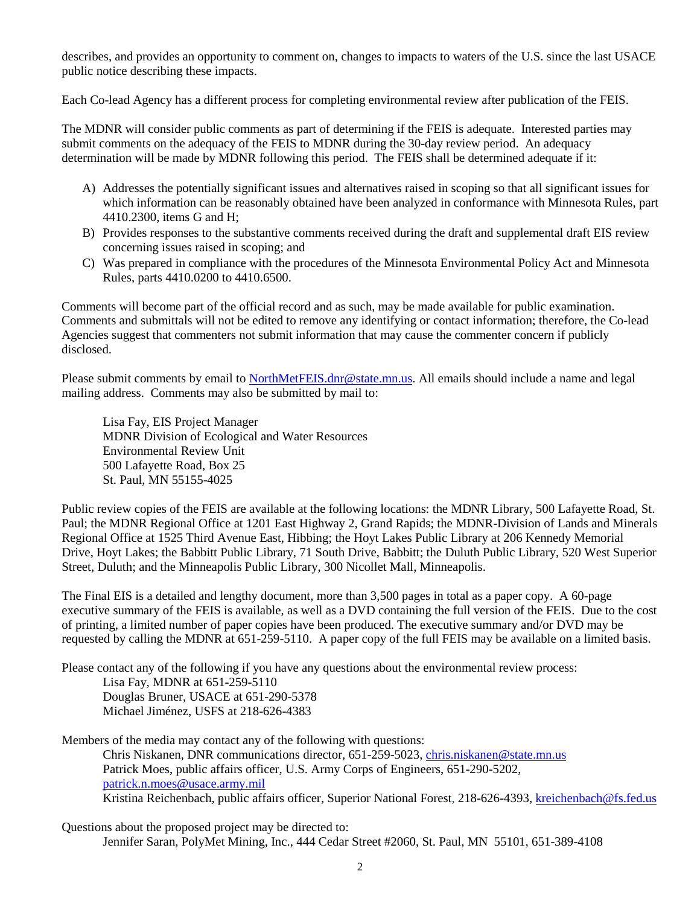describes, and provides an opportunity to comment on, changes to impacts to waters of the U.S. since the last USACE public notice describing these impacts.

Each Co-lead Agency has a different process for completing environmental review after publication of the FEIS.

The MDNR will consider public comments as part of determining if the FEIS is adequate. Interested parties may submit comments on the adequacy of the FEIS to MDNR during the 30-day review period. An adequacy determination will be made by MDNR following this period. The FEIS shall be determined adequate if it:

A) Addresses the potentially significant issues and alternatives raised in scoping so that all significant issues for which information can be reasonably obtained have been analyzed in conformance with Minnesota Rules, part 4410.2300, items G and H;
B) Provides responses to the substantive comments received during the draft and supplemental draft EIS review concerning issues raised in scoping; and
C) Was prepared in compliance with the procedures of the Minnesota Environmental Policy Act and Minnesota Rules, parts 4410.0200 to 4410.6500.

Comments will become part of the official record and as such, may be made available for public examination. Comments and submittals will not be edited to remove any identifying or contact information; therefore, the Co-lead Agencies suggest that commenters not submit information that may cause the commenter concern if publicly disclosed.

Please submit comments by email to NorthMetFEIS.dnr@state.mn.us. All emails should include a name and legal mailing address. Comments may also be submitted by mail to:

Lisa Fay, EIS Project Manager
MDNR Division of Ecological and Water Resources
Environmental Review Unit
500 Lafayette Road, Box 25
St. Paul, MN 55155-4025

Public review copies of the FEIS are available at the following locations: the MDNR Library, 500 Lafayette Road, St. Paul; the MDNR Regional Office at 1201 East Highway 2, Grand Rapids; the MDNR-Division of Lands and Minerals Regional Office at 1525 Third Avenue East, Hibbing; the Hoyt Lakes Public Library at 206 Kennedy Memorial Drive, Hoyt Lakes; the Babbitt Public Library, 71 South Drive, Babbitt; the Duluth Public Library, 520 West Superior Street, Duluth; and the Minneapolis Public Library, 300 Nicollet Mall, Minneapolis.

The Final EIS is a detailed and lengthy document, more than 3,500 pages in total as a paper copy. A 60-page executive summary of the FEIS is available, as well as a DVD containing the full version of the FEIS. Due to the cost of printing, a limited number of paper copies have been produced. The executive summary and/or DVD may be requested by calling the MDNR at 651-259-5110. A paper copy of the full FEIS may be available on a limited basis.

Please contact any of the following if you have any questions about the environmental review process:

Lisa Fay, MDNR at 651-259-5110
Douglas Bruner, USACE at 651-290-5378
Michael Jiménez, USFS at 218-626-4383

Members of the media may contact any of the following with questions:

Chris Niskanen, DNR communications director, 651-259-5023, chris.niskanen@state.mn.us
Patrick Moes, public affairs officer, U.S. Army Corps of Engineers, 651-290-5202, patrick.n.moes@usace.army.mil
Kristina Reichenbach, public affairs officer, Superior National Forest, 218-626-4393, kreichenbach@fs.fed.us

Questions about the proposed project may be directed to:

Jennifer Saran, PolyMet Mining, Inc., 444 Cedar Street #2060, St. Paul, MN 55101, 651-389-4108